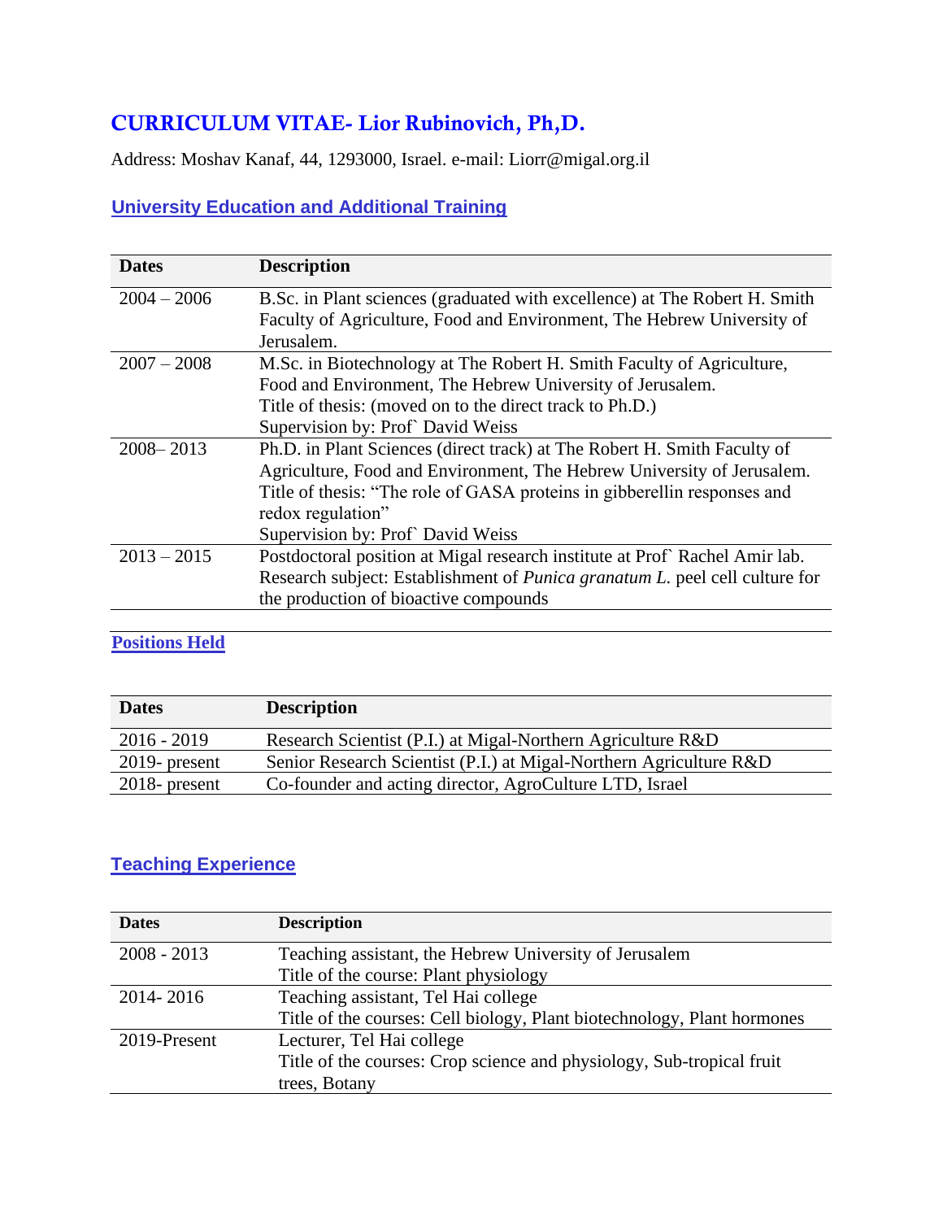# CURRICULUM VITAE- Lior Rubinovich, Ph,D.

Address: Moshav Kanaf, 44, 1293000, Israel. e-mail: Liorr@migal.org.il

## University Education and Additional Training

| Dates | Description |
|---|---|
| 2004 – 2006 | B.Sc. in Plant sciences (graduated with excellence) at The Robert H. Smith Faculty of Agriculture, Food and Environment, The Hebrew University of Jerusalem. |
| 2007 – 2008 | M.Sc. in Biotechnology at The Robert H. Smith Faculty of Agriculture, Food and Environment, The Hebrew University of Jerusalem.<br>Title of thesis: (moved on to the direct track to Ph.D.)<br>Supervision by: Prof` David Weiss |
| 2008– 2013 | Ph.D. in Plant Sciences (direct track) at The Robert H. Smith Faculty of Agriculture, Food and Environment, The Hebrew University of Jerusalem.<br>Title of thesis: "The role of GASA proteins in gibberellin responses and redox regulation"<br>Supervision by: Prof` David Weiss |
| 2013 – 2015 | Postdoctoral position at Migal research institute at Prof` Rachel Amir lab.<br>Research subject: Establishment of *Punica granatum L.* peel cell culture for the production of bioactive compounds |

## Positions Held

| Dates | Description |
|---|---|
| 2016 - 2019 | Research Scientist (P.I.) at Migal-Northern Agriculture R&D |
| 2019- present | Senior Research Scientist (P.I.) at Migal-Northern Agriculture R&D |
| 2018- present | Co-founder and acting director, AgroCulture LTD, Israel |

## Teaching Experience

| Dates | Description |
|---|---|
| 2008 - 2013 | Teaching assistant, the Hebrew University of Jerusalem<br>Title of the course: Plant physiology |
| 2014- 2016 | Teaching assistant, Tel Hai college<br>Title of the courses: Cell biology, Plant biotechnology, Plant hormones |
| 2019-Present | Lecturer, Tel Hai college<br>Title of the courses: Crop science and physiology, Sub-tropical fruit trees, Botany |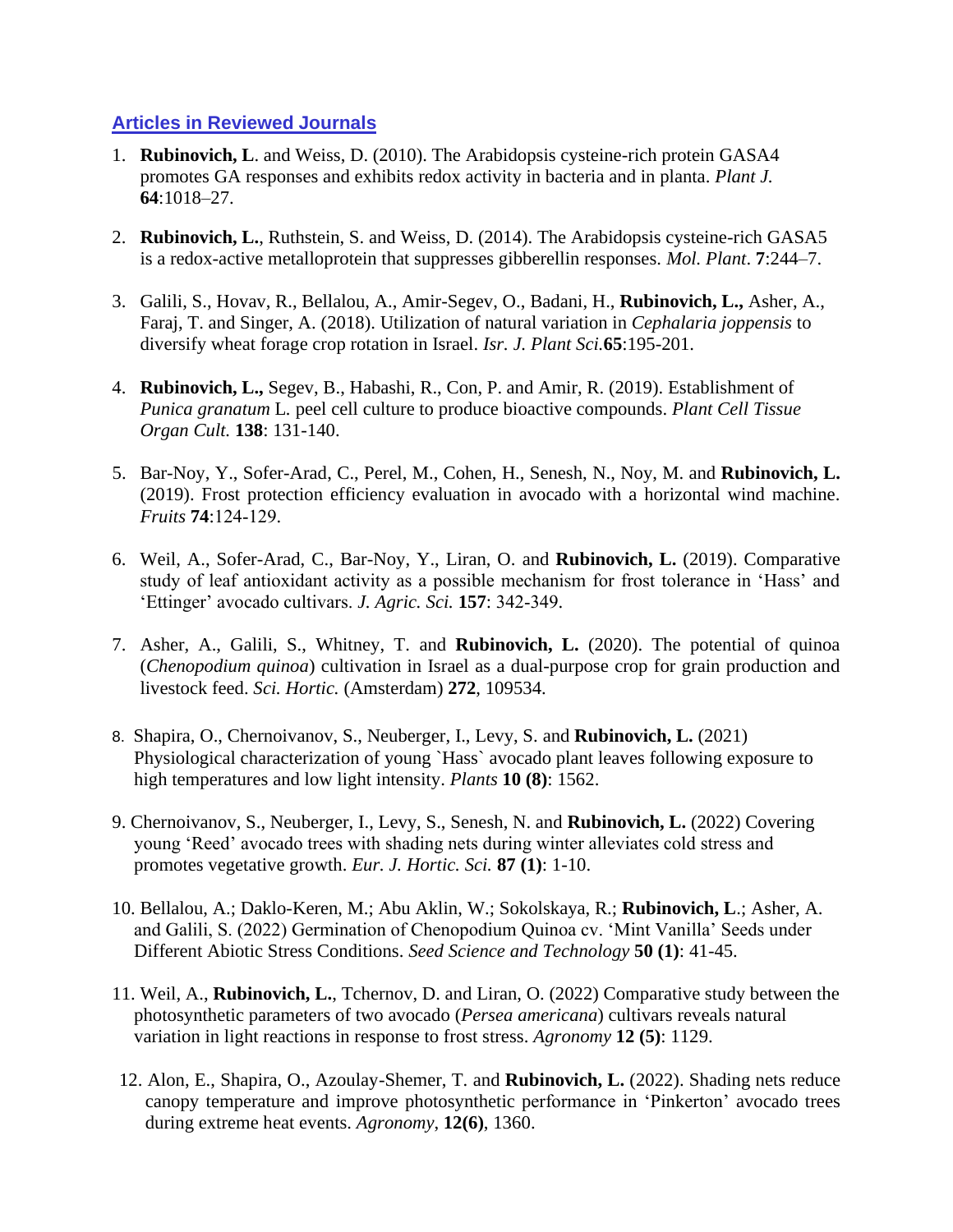### Articles in Reviewed Journals

1. **Rubinovich, L**. and Weiss, D. (2010). The Arabidopsis cysteine-rich protein GASA4 promotes GA responses and exhibits redox activity in bacteria and in planta. *Plant J.* **64**:1018–27.

2. **Rubinovich, L.**, Ruthstein, S. and Weiss, D. (2014). The Arabidopsis cysteine-rich GASA5 is a redox-active metalloprotein that suppresses gibberellin responses. *Mol. Plant*. **7**:244–7.

3. Galili, S., Hovav, R., Bellalou, A., Amir-Segev, O., Badani, H., **Rubinovich, L.,** Asher, A., Faraj, T. and Singer, A. (2018). Utilization of natural variation in *Cephalaria joppensis* to diversify wheat forage crop rotation in Israel. *Isr. J. Plant Sci.***65**:195-201.

4. **Rubinovich, L.,** Segev, B., Habashi, R., Con, P. and Amir, R. (2019). Establishment of *Punica granatum* L. peel cell culture to produce bioactive compounds. *Plant Cell Tissue Organ Cult.* **138**: 131-140.

5. Bar-Noy, Y., Sofer-Arad, C., Perel, M., Cohen, H., Senesh, N., Noy, M. and **Rubinovich, L.** (2019). Frost protection efficiency evaluation in avocado with a horizontal wind machine. *Fruits* **74**:124-129.

6. Weil, A., Sofer-Arad, C., Bar-Noy, Y., Liran, O. and **Rubinovich, L.** (2019). Comparative study of leaf antioxidant activity as a possible mechanism for frost tolerance in 'Hass' and 'Ettinger' avocado cultivars. *J. Agric. Sci.* **157**: 342-349.

7. Asher, A., Galili, S., Whitney, T. and **Rubinovich, L.** (2020). The potential of quinoa (*Chenopodium quinoa*) cultivation in Israel as a dual-purpose crop for grain production and livestock feed. *Sci. Hortic.* (Amsterdam) **272**, 109534.

8. Shapira, O., Chernoivanov, S., Neuberger, I., Levy, S. and **Rubinovich, L.** (2021) Physiological characterization of young `Hass` avocado plant leaves following exposure to high temperatures and low light intensity. *Plants* **10 (8)**: 1562.

9. Chernoivanov, S., Neuberger, I., Levy, S., Senesh, N. and **Rubinovich, L.** (2022) Covering young 'Reed' avocado trees with shading nets during winter alleviates cold stress and promotes vegetative growth. *Eur. J. Hortic. Sci.* **87 (1)**: 1-10.

10. Bellalou, A.; Daklo-Keren, M.; Abu Aklin, W.; Sokolskaya, R.; **Rubinovich, L**.; Asher, A. and Galili, S. (2022) Germination of Chenopodium Quinoa cv. 'Mint Vanilla' Seeds under Different Abiotic Stress Conditions. *Seed Science and Technology* **50 (1)**: 41-45.

11. Weil, A., **Rubinovich, L.**, Tchernov, D. and Liran, O. (2022) Comparative study between the photosynthetic parameters of two avocado (*Persea americana*) cultivars reveals natural variation in light reactions in response to frost stress. *Agronomy* **12 (5)**: 1129.

12. Alon, E., Shapira, O., Azoulay-Shemer, T. and **Rubinovich, L.** (2022). Shading nets reduce canopy temperature and improve photosynthetic performance in 'Pinkerton' avocado trees during extreme heat events. *Agronomy*, **12(6)**, 1360.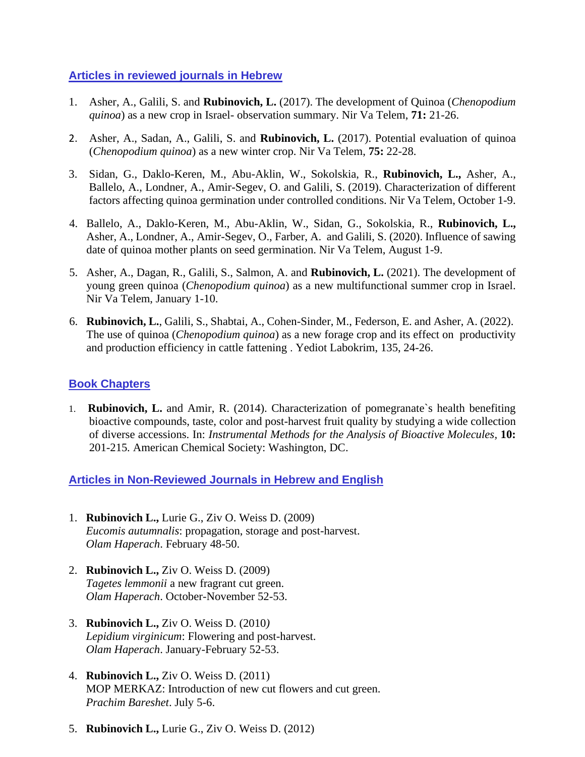## Articles in reviewed journals in Hebrew

1. Asher, A., Galili, S. and **Rubinovich, L.** (2017). The development of Quinoa (*Chenopodium quinoa*) as a new crop in Israel- observation summary. Nir Va Telem, **71:** 21-26.

2. Asher, A., Sadan, A., Galili, S. and **Rubinovich, L.** (2017). Potential evaluation of quinoa (*Chenopodium quinoa*) as a new winter crop. Nir Va Telem, **75:** 22-28.

3. Sidan, G., Daklo-Keren, M., Abu-Aklin, W., Sokolskia, R., **Rubinovich, L.,** Asher, A., Ballelo, A., Londner, A., Amir-Segev, O. and Galili, S. (2019). Characterization of different factors affecting quinoa germination under controlled conditions. Nir Va Telem, October 1-9.

4. Ballelo, A., Daklo-Keren, M., Abu-Aklin, W., Sidan, G., Sokolskia, R., **Rubinovich, L.,** Asher, A., Londner, A., Amir-Segev, O., Farber, A. and Galili, S. (2020). Influence of sawing date of quinoa mother plants on seed germination. Nir Va Telem, August 1-9.

5. Asher, A., Dagan, R., Galili, S., Salmon, A. and **Rubinovich, L.** (2021). The development of young green quinoa (*Chenopodium quinoa*) as a new multifunctional summer crop in Israel. Nir Va Telem, January 1-10.

6. **Rubinovich, L.**, Galili, S., Shabtai, A., Cohen-Sinder, M., Federson, E. and Asher, A. (2022). The use of quinoa (*Chenopodium quinoa*) as a new forage crop and its effect on productivity and production efficiency in cattle fattening . Yediot Labokrim, 135, 24-26.

## Book Chapters

1. **Rubinovich, L.** and Amir, R. (2014). Characterization of pomegranate`s health benefiting bioactive compounds, taste, color and post-harvest fruit quality by studying a wide collection of diverse accessions. In: *Instrumental Methods for the Analysis of Bioactive Molecules*, **10:** 201-215. American Chemical Society: Washington, DC.

## Articles in Non-Reviewed Journals in Hebrew and English

1. **Rubinovich L.,** Lurie G., Ziv O. Weiss D. (2009)
   *Eucomis autumnalis*: propagation, storage and post-harvest.
   *Olam Haperach*. February 48-50.

2. **Rubinovich L.,** Ziv O. Weiss D. (2009)
   *Tagetes lemmonii* a new fragrant cut green.
   *Olam Haperach*. October-November 52-53.

3. **Rubinovich L.,** Ziv O. Weiss D. (2010*)*
   *Lepidium virginicum*: Flowering and post-harvest.
   *Olam Haperach*. January-February 52-53.

4. **Rubinovich L.,** Ziv O. Weiss D. (2011)
   MOP MERKAZ: Introduction of new cut flowers and cut green.
   *Prachim Bareshet*. July 5-6.

5. **Rubinovich L.,** Lurie G., Ziv O. Weiss D. (2012)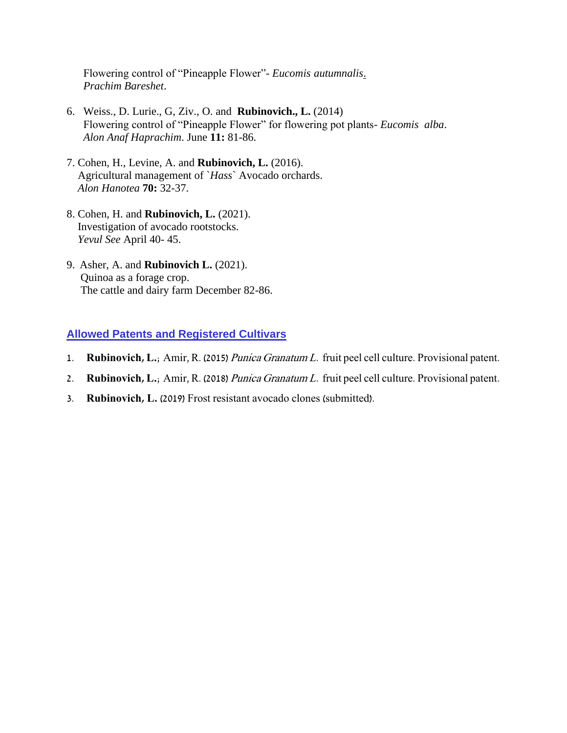Flowering control of "Pineapple Flower"- *Eucomis autumnalis*.
*Prachim Bareshet*.

6. Weiss., D. Lurie., G, Ziv., O. and **Rubinovich., L.** (2014)
   Flowering control of "Pineapple Flower" for flowering pot plants- *Eucomis alba*.
   *Alon Anaf Haprachim*. June **11:** 81-86.

7. Cohen, H., Levine, A. and **Rubinovich, L.** (2016).
   Agricultural management of `*Hass*` Avocado orchards.
   *Alon Hanotea* **70:** 32-37.

8. Cohen, H. and **Rubinovich, L.** (2021).
   Investigation of avocado rootstocks.
   *Yevul See* April 40- 45.

9. Asher, A. and **Rubinovich L.** (2021).
   Quinoa as a forage crop.
   The cattle and dairy farm December 82-86.

## Allowed Patents and Registered Cultivars

1. **Rubinovich, L.**; Amir, R. (2015) *Punica Granatum L.* fruit peel cell culture. Provisional patent.
2. **Rubinovich, L.**; Amir, R. (2018) *Punica Granatum L.* fruit peel cell culture. Provisional patent.
3. **Rubinovich, L.** (2019) Frost resistant avocado clones (submitted).